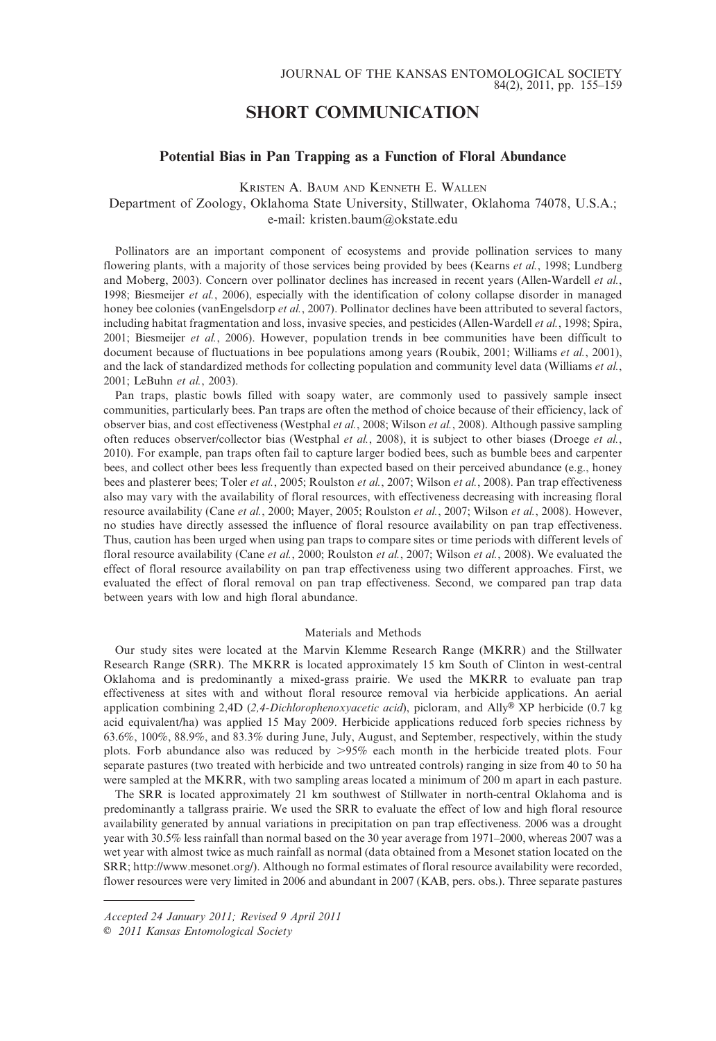## SHORT COMMUNICATION

### Potential Bias in Pan Trapping as a Function of Floral Abundance

KRISTEN A. BAUM AND KENNETH E. WALLEN

Department of Zoology, Oklahoma State University, Stillwater, Oklahoma 74078, U.S.A.; e-mail: kristen.baum@okstate.edu

Pollinators are an important component of ecosystems and provide pollination services to many flowering plants, with a majority of those services being provided by bees (Kearns *et al.*, 1998; Lundberg and Moberg, 2003). Concern over pollinator declines has increased in recent years (Allen-Wardell *et al.*, 1998; Biesmeijer *et al.*, 2006), especially with the identification of colony collapse disorder in managed honey bee colonies (vanEngelsdorp *et al.*, 2007). Pollinator declines have been attributed to several factors, including habitat fragmentation and loss, invasive species, and pesticides (Allen-Wardell *et al.*, 1998; Spira, 2001; Biesmeijer *et al.*, 2006). However, population trends in bee communities have been difficult to document because of fluctuations in bee populations among years (Roubik, 2001; Williams *et al.*, 2001), and the lack of standardized methods for collecting population and community level data (Williams *et al.*, 2001; LeBuhn *et al.*, 2003).

Pan traps, plastic bowls filled with soapy water, are commonly used to passively sample insect communities, particularly bees. Pan traps are often the method of choice because of their efficiency, lack of observer bias, and cost effectiveness (Westphal *et al.*, 2008; Wilson *et al.*, 2008). Although passive sampling often reduces observer/collector bias (Westphal *et al.*, 2008), it is subject to other biases (Droege *et al.*, 2010). For example, pan traps often fail to capture larger bodied bees, such as bumble bees and carpenter bees, and collect other bees less frequently than expected based on their perceived abundance (e.g., honey bees and plasterer bees; Toler *et al.*, 2005; Roulston *et al.*, 2007; Wilson *et al.*, 2008). Pan trap effectiveness also may vary with the availability of floral resources, with effectiveness decreasing with increasing floral resource availability (Cane *et al.*, 2000; Mayer, 2005; Roulston *et al.*, 2007; Wilson *et al.*, 2008). However, no studies have directly assessed the influence of floral resource availability on pan trap effectiveness. Thus, caution has been urged when using pan traps to compare sites or time periods with different levels of floral resource availability (Cane *et al.*, 2000; Roulston *et al.*, 2007; Wilson *et al.*, 2008). We evaluated the effect of floral resource availability on pan trap effectiveness using two different approaches. First, we evaluated the effect of floral removal on pan trap effectiveness. Second, we compared pan trap data between years with low and high floral abundance.

#### Materials and Methods

Our study sites were located at the Marvin Klemme Research Range (MKRR) and the Stillwater Research Range (SRR). The MKRR is located approximately 15 km South of Clinton in west-central Oklahoma and is predominantly a mixed-grass prairie. We used the MKRR to evaluate pan trap effectiveness at sites with and without floral resource removal via herbicide applications. An aerial application combining 2,4D (*2,4-Dichlorophenoxyacetic acid*), picloram, and Ally® XP herbicide (0.7 kg acid equivalent/ha) was applied 15 May 2009. Herbicide applications reduced forb species richness by 63.6%, 100%, 88.9%, and 83.3% during June, July, August, and September, respectively, within the study plots. Forb abundance also was reduced by >95% each month in the herbicide treated plots. Four separate pastures (two treated with herbicide and two untreated controls) ranging in size from 40 to 50 ha were sampled at the MKRR, with two sampling areas located a minimum of 200 m apart in each pasture.

The SRR is located approximately 21 km southwest of Stillwater in north-central Oklahoma and is predominantly a tallgrass prairie. We used the SRR to evaluate the effect of low and high floral resource availability generated by annual variations in precipitation on pan trap effectiveness. 2006 was a drought year with 30.5% less rainfall than normal based on the 30 year average from 1971–2000, whereas 2007 was a wet year with almost twice as much rainfall as normal (data obtained from a Mesonet station located on the SRR; http://www.mesonet.org/). Although no formal estimates of floral resource availability were recorded, flower resources were very limited in 2006 and abundant in 2007 (KAB, pers. obs.). Three separate pastures

*Accepted 24 January 2011; Revised 9 April 2011*

© *2011 Kansas Entomological Society*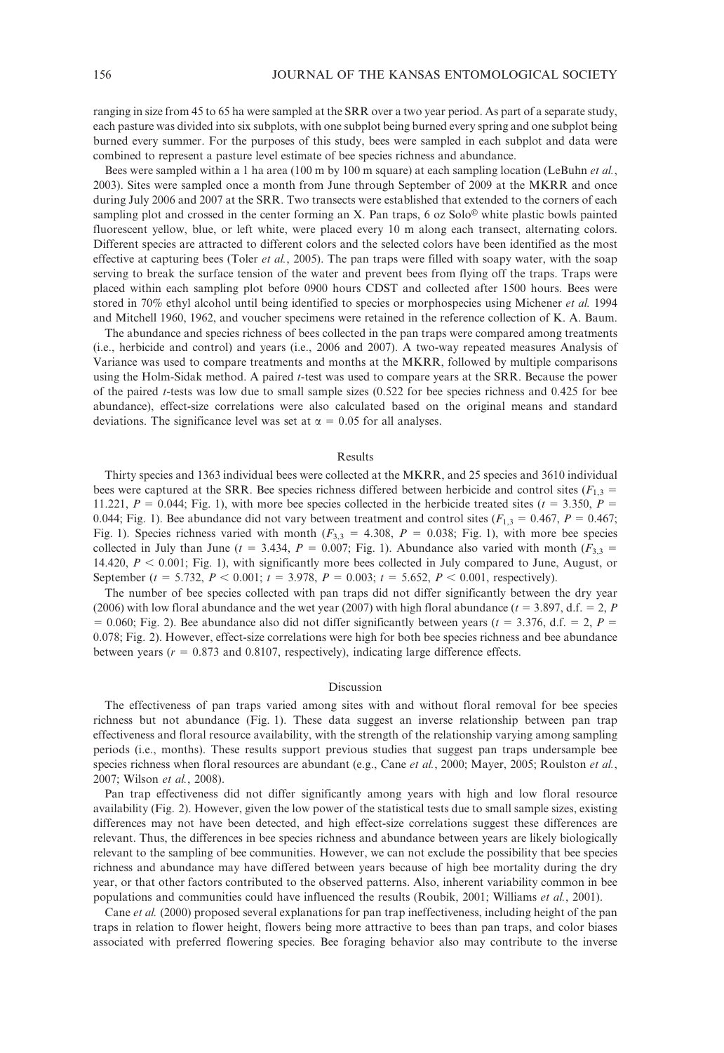ranging in size from 45 to 65 ha were sampled at the SRR over a two year period. As part of a separate study, each pasture was divided into six subplots, with one subplot being burned every spring and one subplot being burned every summer. For the purposes of this study, bees were sampled in each subplot and data were combined to represent a pasture level estimate of bee species richness and abundance.

Bees were sampled within a 1 ha area (100 m by 100 m square) at each sampling location (LeBuhn *et al.*, 2003). Sites were sampled once a month from June through September of 2009 at the MKRR and once during July 2006 and 2007 at the SRR. Two transects were established that extended to the corners of each sampling plot and crossed in the center forming an X. Pan traps, 6 oz Solo© white plastic bowls painted fluorescent yellow, blue, or left white, were placed every 10 m along each transect, alternating colors. Different species are attracted to different colors and the selected colors have been identified as the most effective at capturing bees (Toler *et al.*, 2005). The pan traps were filled with soapy water, with the soap serving to break the surface tension of the water and prevent bees from flying off the traps. Traps were placed within each sampling plot before 0900 hours CDST and collected after 1500 hours. Bees were stored in 70% ethyl alcohol until being identified to species or morphospecies using Michener *et al.* 1994 and Mitchell 1960, 1962, and voucher specimens were retained in the reference collection of K. A. Baum.

The abundance and species richness of bees collected in the pan traps were compared among treatments (i.e., herbicide and control) and years (i.e., 2006 and 2007). A two-way repeated measures Analysis of Variance was used to compare treatments and months at the MKRR, followed by multiple comparisons using the Holm-Sidak method. A paired *t*-test was used to compare years at the SRR. Because the power of the paired *t*-tests was low due to small sample sizes (0.522 for bee species richness and 0.425 for bee abundance), effect-size correlations were also calculated based on the original means and standard deviations. The significance level was set at $\alpha = 0.05$ for all analyses.

## Results

Thirty species and 1363 individual bees were collected at the MKRR, and 25 species and 3610 individual bees were captured at the SRR. Bee species richness differed between herbicide and control sites ($F_{1,3} = 11.221$, $P = 0.044$; Fig. 1), with more bee species collected in the herbicide treated sites ($t = 3.350$, $P = 0.044$; Fig. 1). Bee abundance did not vary between treatment and control sites ($F_{1,3} = 0.467$, $P = 0.467$; Fig. 1). Species richness varied with month ($F_{3,3} = 4.308$, $P = 0.038$; Fig. 1), with more bee species collected in July than June ($t = 3.434$, $P = 0.007$; Fig. 1). Abundance also varied with month ($F_{3,3} = 14.420$, $P < 0.001$; Fig. 1), with significantly more bees collected in July compared to June, August, or September ($t = 5.732$, $P < 0.001$; $t = 3.978$, $P = 0.003$; $t = 5.652$, $P < 0.001$, respectively).

The number of bee species collected with pan traps did not differ significantly between the dry year (2006) with low floral abundance and the wet year (2007) with high floral abundance ($t = 3.897$, d.f. = 2, $P = 0.060$; Fig. 2). Bee abundance also did not differ significantly between years ($t = 3.376$, d.f. = 2, $P = 0.078$; Fig. 2). However, effect-size correlations were high for both bee species richness and bee abundance between years ($r = 0.873$ and 0.8107, respectively), indicating large difference effects.

## Discussion

The effectiveness of pan traps varied among sites with and without floral removal for bee species richness but not abundance (Fig. 1). These data suggest an inverse relationship between pan trap effectiveness and floral resource availability, with the strength of the relationship varying among sampling periods (i.e., months). These results support previous studies that suggest pan traps undersample bee species richness when floral resources are abundant (e.g., Cane *et al.*, 2000; Mayer, 2005; Roulston *et al.*, 2007; Wilson *et al.*, 2008).

Pan trap effectiveness did not differ significantly among years with high and low floral resource availability (Fig. 2). However, given the low power of the statistical tests due to small sample sizes, existing differences may not have been detected, and high effect-size correlations suggest these differences are relevant. Thus, the differences in bee species richness and abundance between years are likely biologically relevant to the sampling of bee communities. However, we can not exclude the possibility that bee species richness and abundance may have differed between years because of high bee mortality during the dry year, or that other factors contributed to the observed patterns. Also, inherent variability common in bee populations and communities could have influenced the results (Roubik, 2001; Williams *et al.*, 2001).

Cane *et al.* (2000) proposed several explanations for pan trap ineffectiveness, including height of the pan traps in relation to flower height, flowers being more attractive to bees than pan traps, and color biases associated with preferred flowering species. Bee foraging behavior also may contribute to the inverse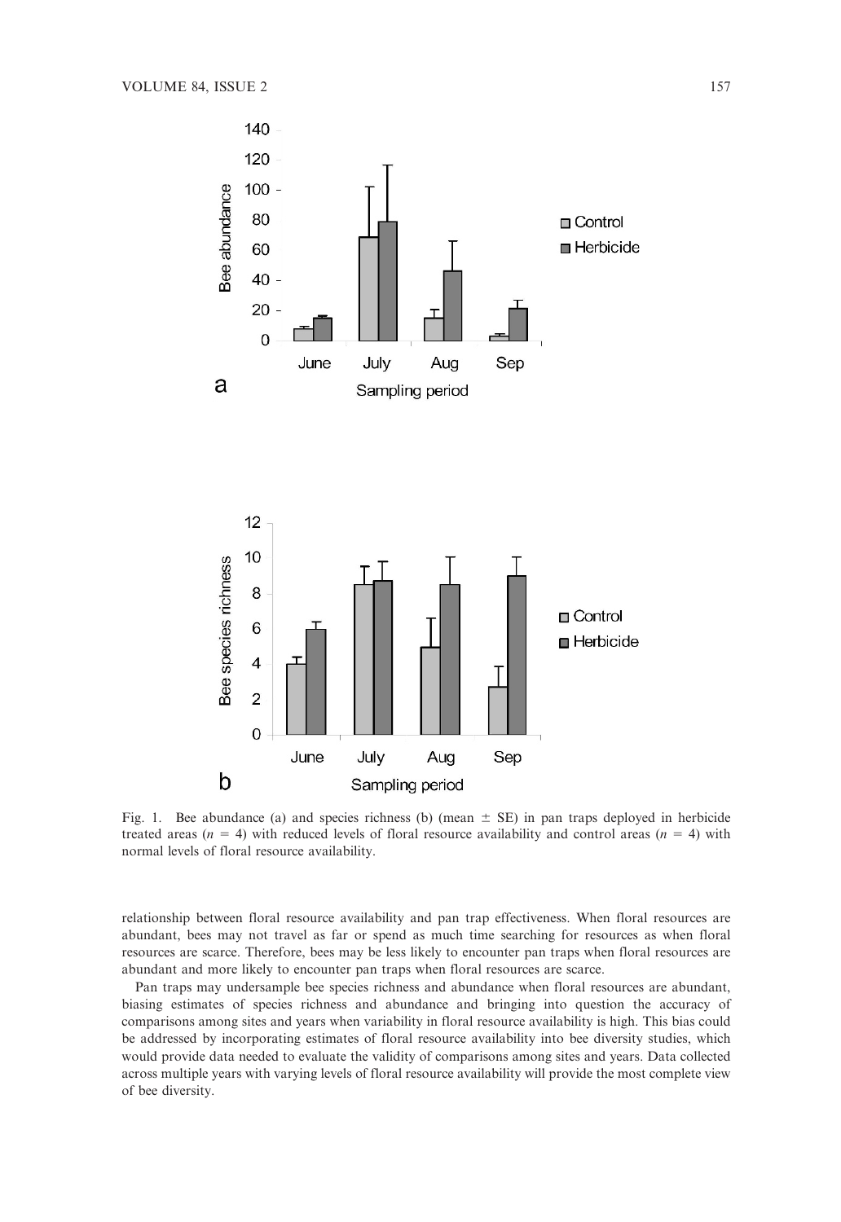Fig. 1. Bee abundance (a) and species richness (b) (mean ± SE) in pan traps deployed in herbicide treated areas ($n = 4$) with reduced levels of floral resource availability and control areas ($n = 4$) with normal levels of floral resource availability.

relationship between floral resource availability and pan trap effectiveness. When floral resources are abundant, bees may not travel as far or spend as much time searching for resources as when floral resources are scarce. Therefore, bees may be less likely to encounter pan traps when floral resources are abundant and more likely to encounter pan traps when floral resources are scarce.

Pan traps may undersample bee species richness and abundance when floral resources are abundant, biasing estimates of species richness and abundance and bringing into question the accuracy of comparisons among sites and years when variability in floral resource availability is high. This bias could be addressed by incorporating estimates of floral resource availability into bee diversity studies, which would provide data needed to evaluate the validity of comparisons among sites and years. Data collected across multiple years with varying levels of floral resource availability will provide the most complete view of bee diversity.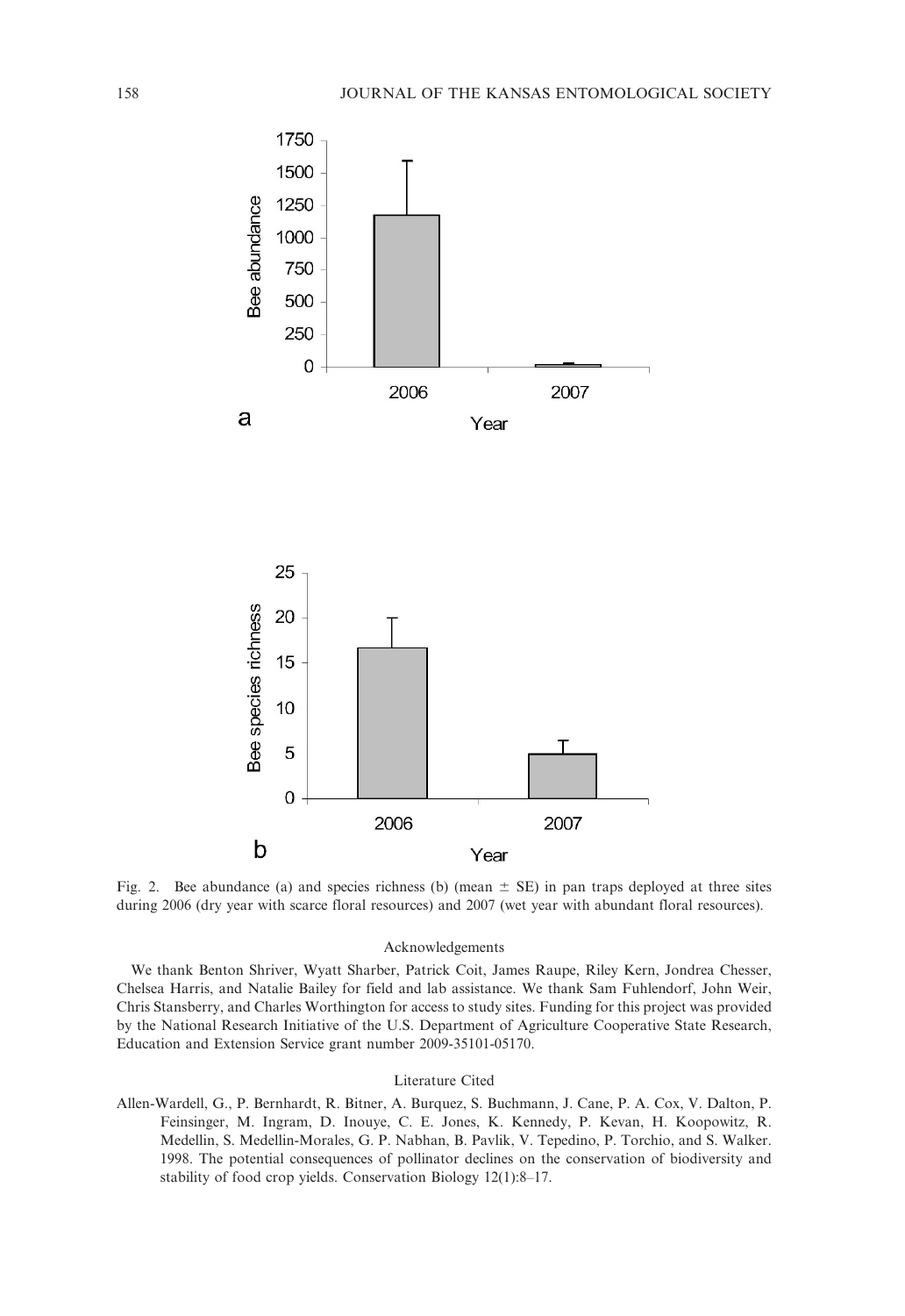Fig. 2. Bee abundance (a) and species richness (b) (mean ± SE) in pan traps deployed at three sites during 2006 (dry year with scarce floral resources) and 2007 (wet year with abundant floral resources).

## Acknowledgements

We thank Benton Shriver, Wyatt Sharber, Patrick Coit, James Raupe, Riley Kern, Jondrea Chesser, Chelsea Harris, and Natalie Bailey for field and lab assistance. We thank Sam Fuhlendorf, John Weir, Chris Stansberry, and Charles Worthington for access to study sites. Funding for this project was provided by the National Research Initiative of the U.S. Department of Agriculture Cooperative State Research, Education and Extension Service grant number 2009-35101-05170.

## Literature Cited

Allen-Wardell, G., P. Bernhardt, R. Bitner, A. Burquez, S. Buchmann, J. Cane, P. A. Cox, V. Dalton, P. Feinsinger, M. Ingram, D. Inouye, C. E. Jones, K. Kennedy, P. Kevan, H. Koopowitz, R. Medellin, S. Medellin-Morales, G. P. Nabhan, B. Pavlik, V. Tepedino, P. Torchio, and S. Walker. 1998. The potential consequences of pollinator declines on the conservation of biodiversity and stability of food crop yields. Conservation Biology 12(1):8–17.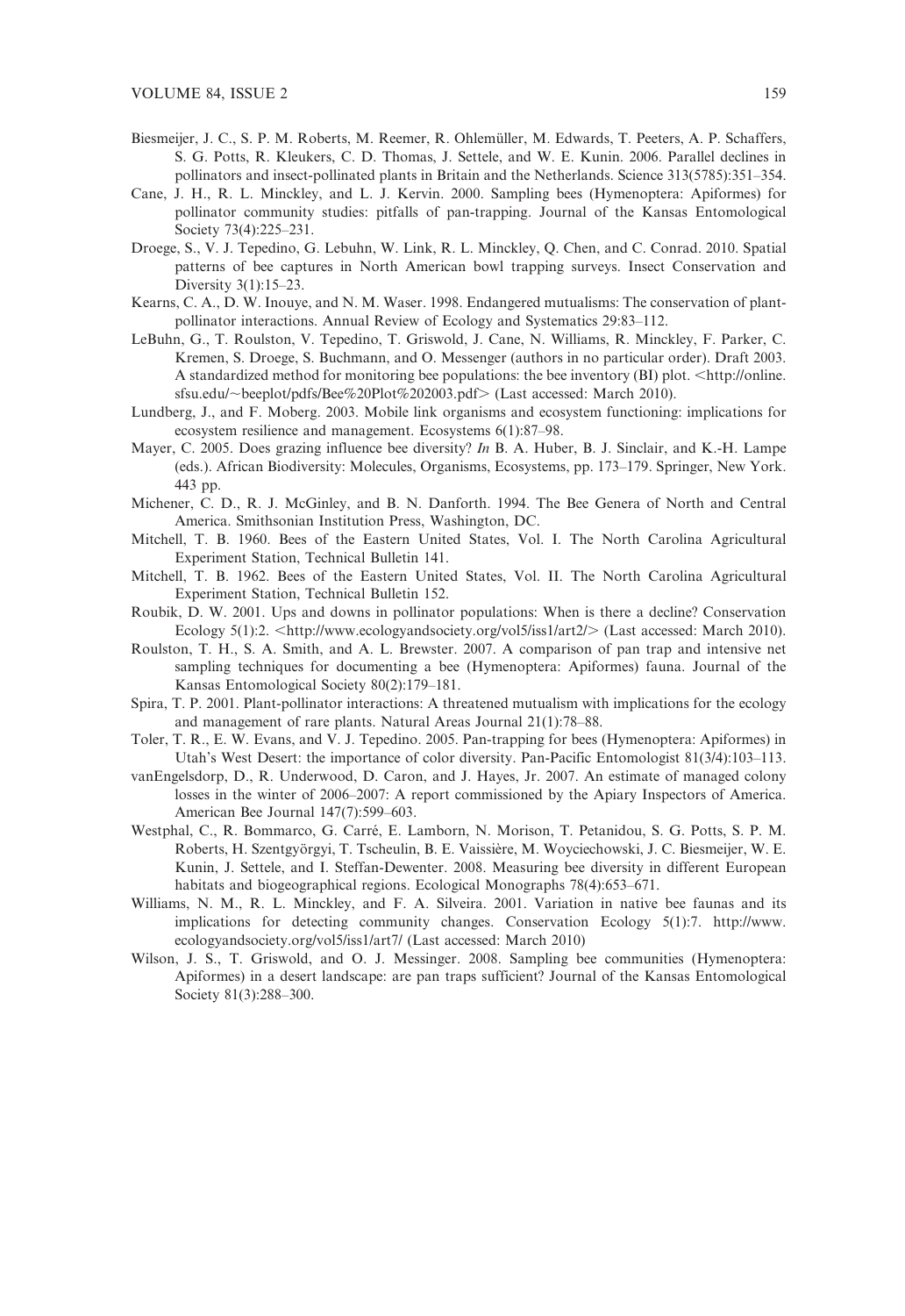Biesmeijer, J. C., S. P. M. Roberts, M. Reemer, R. Ohlemüller, M. Edwards, T. Peeters, A. P. Schaffers, S. G. Potts, R. Kleukers, C. D. Thomas, J. Settele, and W. E. Kunin. 2006. Parallel declines in pollinators and insect-pollinated plants in Britain and the Netherlands. Science 313(5785):351–354.

Cane, J. H., R. L. Minckley, and L. J. Kervin. 2000. Sampling bees (Hymenoptera: Apiformes) for pollinator community studies: pitfalls of pan-trapping. Journal of the Kansas Entomological Society 73(4):225–231.

Droege, S., V. J. Tepedino, G. Lebuhn, W. Link, R. L. Minckley, Q. Chen, and C. Conrad. 2010. Spatial patterns of bee captures in North American bowl trapping surveys. Insect Conservation and Diversity 3(1):15–23.

Kearns, C. A., D. W. Inouye, and N. M. Waser. 1998. Endangered mutualisms: The conservation of plant-pollinator interactions. Annual Review of Ecology and Systematics 29:83–112.

LeBuhn, G., T. Roulston, V. Tepedino, T. Griswold, J. Cane, N. Williams, R. Minckley, F. Parker, C. Kremen, S. Droege, S. Buchmann, and O. Messenger (authors in no particular order). Draft 2003. A standardized method for monitoring bee populations: the bee inventory (BI) plot. <http://online.sfsu.edu/~beeplot/pdfs/Bee%20Plot%202003.pdf> (Last accessed: March 2010).

Lundberg, J., and F. Moberg. 2003. Mobile link organisms and ecosystem functioning: implications for ecosystem resilience and management. Ecosystems 6(1):87–98.

Mayer, C. 2005. Does grazing influence bee diversity? *In* B. A. Huber, B. J. Sinclair, and K.-H. Lampe (eds.). African Biodiversity: Molecules, Organisms, Ecosystems, pp. 173–179. Springer, New York. 443 pp.

Michener, C. D., R. J. McGinley, and B. N. Danforth. 1994. The Bee Genera of North and Central America. Smithsonian Institution Press, Washington, DC.

Mitchell, T. B. 1960. Bees of the Eastern United States, Vol. I. The North Carolina Agricultural Experiment Station, Technical Bulletin 141.

Mitchell, T. B. 1962. Bees of the Eastern United States, Vol. II. The North Carolina Agricultural Experiment Station, Technical Bulletin 152.

Roubik, D. W. 2001. Ups and downs in pollinator populations: When is there a decline? Conservation Ecology 5(1):2. <http://www.ecologyandsociety.org/vol5/iss1/art2/> (Last accessed: March 2010).

Roulston, T. H., S. A. Smith, and A. L. Brewster. 2007. A comparison of pan trap and intensive net sampling techniques for documenting a bee (Hymenoptera: Apiformes) fauna. Journal of the Kansas Entomological Society 80(2):179–181.

Spira, T. P. 2001. Plant-pollinator interactions: A threatened mutualism with implications for the ecology and management of rare plants. Natural Areas Journal 21(1):78–88.

Toler, T. R., E. W. Evans, and V. J. Tepedino. 2005. Pan-trapping for bees (Hymenoptera: Apiformes) in Utah's West Desert: the importance of color diversity. Pan-Pacific Entomologist 81(3/4):103–113.

vanEngelsdorp, D., R. Underwood, D. Caron, and J. Hayes, Jr. 2007. An estimate of managed colony losses in the winter of 2006–2007: A report commissioned by the Apiary Inspectors of America. American Bee Journal 147(7):599–603.

Westphal, C., R. Bommarco, G. Carré, E. Lamborn, N. Morison, T. Petanidou, S. G. Potts, S. P. M. Roberts, H. Szentgyörgyi, T. Tscheulin, B. E. Vaissière, M. Woyciechowski, J. C. Biesmeijer, W. E. Kunin, J. Settele, and I. Steffan-Dewenter. 2008. Measuring bee diversity in different European habitats and biogeographical regions. Ecological Monographs 78(4):653–671.

Williams, N. M., R. L. Minckley, and F. A. Silveira. 2001. Variation in native bee faunas and its implications for detecting community changes. Conservation Ecology 5(1):7. http://www.ecologyandsociety.org/vol5/iss1/art7/ (Last accessed: March 2010)

Wilson, J. S., T. Griswold, and O. J. Messinger. 2008. Sampling bee communities (Hymenoptera: Apiformes) in a desert landscape: are pan traps sufficient? Journal of the Kansas Entomological Society 81(3):288–300.